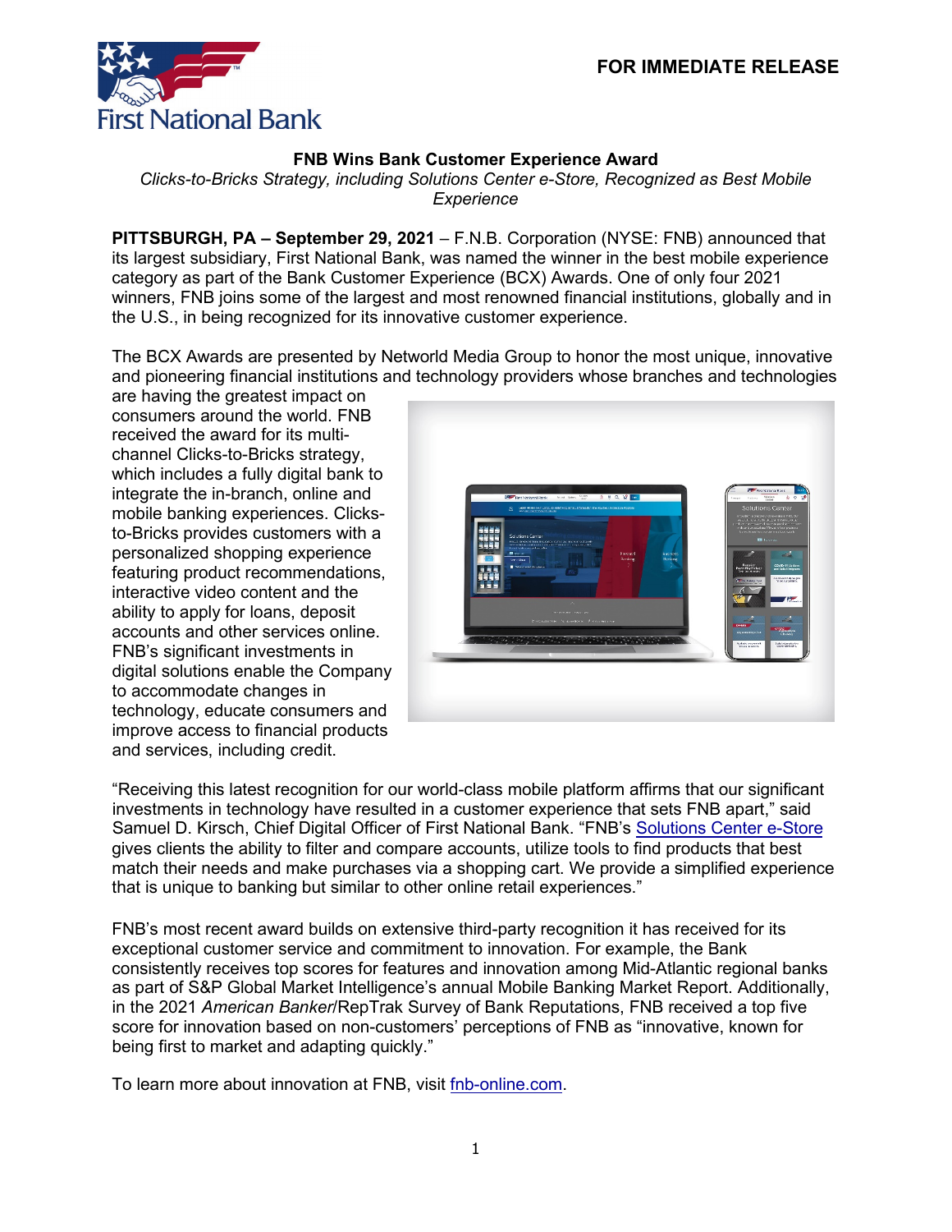FOR IMMEDIATE RELEASE

**FNB Wins Bank Customer Experience Award**

*Clicks-to-Bricks Strategy, including Solutions Center e-Store, Recognized as Best Mobile Experience*

**PITTSBURGH, PA – September 29, 2021** – F.N.B. Corporation (NYSE: FNB) announced that its largest subsidiary, First National Bank, was named the winner in the best mobile experience category as part of the Bank Customer Experience (BCX) Awards. One of only four 2021 winners, FNB joins some of the largest and most renowned financial institutions, globally and in the U.S., in being recognized for its innovative customer experience.

The BCX Awards are presented by Networld Media Group to honor the most unique, innovative and pioneering financial institutions and technology providers whose branches and technologies are having the greatest impact on consumers around the world. FNB received the award for its multi-channel Clicks-to-Bricks strategy, which includes a fully digital bank to integrate the in-branch, online and mobile banking experiences. Clicks-to-Bricks provides customers with a personalized shopping experience featuring product recommendations, interactive video content and the ability to apply for loans, deposit accounts and other services online. FNB's significant investments in digital solutions enable the Company to accommodate changes in technology, educate consumers and improve access to financial products and services, including credit.

"Receiving this latest recognition for our world-class mobile platform affirms that our significant investments in technology have resulted in a customer experience that sets FNB apart," said Samuel D. Kirsch, Chief Digital Officer of First National Bank. "FNB's Solutions Center e-Store gives clients the ability to filter and compare accounts, utilize tools to find products that best match their needs and make purchases via a shopping cart. We provide a simplified experience that is unique to banking but similar to other online retail experiences."

FNB's most recent award builds on extensive third-party recognition it has received for its exceptional customer service and commitment to innovation. For example, the Bank consistently receives top scores for features and innovation among Mid-Atlantic regional banks as part of S&P Global Market Intelligence's annual Mobile Banking Market Report. Additionally, in the 2021 *American Banker*/RepTrak Survey of Bank Reputations, FNB received a top five score for innovation based on non-customers' perceptions of FNB as "innovative, known for being first to market and adapting quickly."

To learn more about innovation at FNB, visit fnb-online.com.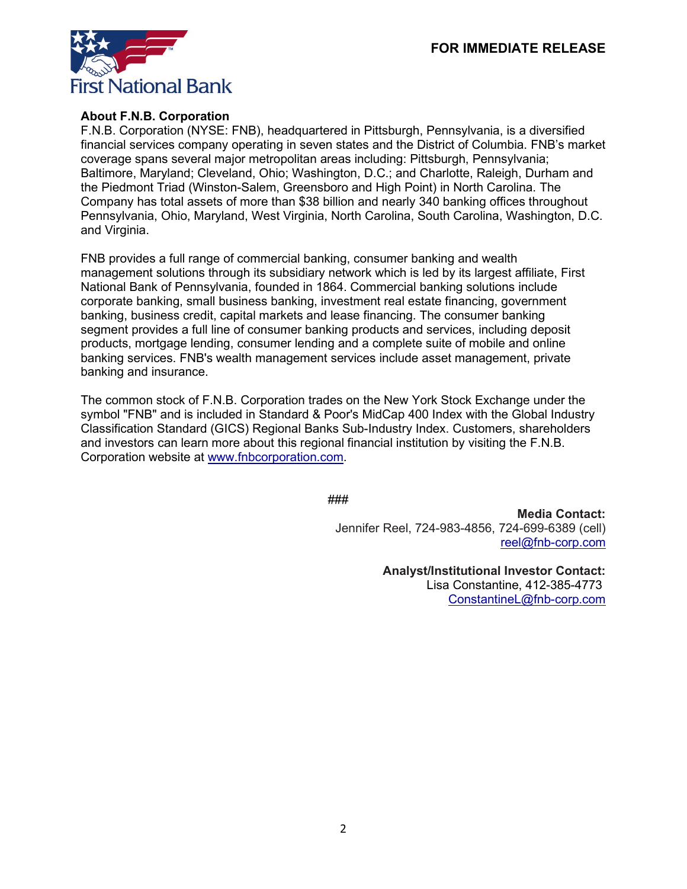FOR IMMEDIATE RELEASE

**About F.N.B. Corporation**

F.N.B. Corporation (NYSE: FNB), headquartered in Pittsburgh, Pennsylvania, is a diversified financial services company operating in seven states and the District of Columbia. FNB's market coverage spans several major metropolitan areas including: Pittsburgh, Pennsylvania; Baltimore, Maryland; Cleveland, Ohio; Washington, D.C.; and Charlotte, Raleigh, Durham and the Piedmont Triad (Winston-Salem, Greensboro and High Point) in North Carolina. The Company has total assets of more than $38 billion and nearly 340 banking offices throughout Pennsylvania, Ohio, Maryland, West Virginia, North Carolina, South Carolina, Washington, D.C. and Virginia.

FNB provides a full range of commercial banking, consumer banking and wealth management solutions through its subsidiary network which is led by its largest affiliate, First National Bank of Pennsylvania, founded in 1864. Commercial banking solutions include corporate banking, small business banking, investment real estate financing, government banking, business credit, capital markets and lease financing. The consumer banking segment provides a full line of consumer banking products and services, including deposit products, mortgage lending, consumer lending and a complete suite of mobile and online banking services. FNB's wealth management services include asset management, private banking and insurance.

The common stock of F.N.B. Corporation trades on the New York Stock Exchange under the symbol "FNB" and is included in Standard & Poor's MidCap 400 Index with the Global Industry Classification Standard (GICS) Regional Banks Sub-Industry Index. Customers, shareholders and investors can learn more about this regional financial institution by visiting the F.N.B. Corporation website at www.fnbcorporation.com.

###

**Media Contact:**
Jennifer Reel, 724-983-4856, 724-699-6389 (cell)
reel@fnb-corp.com

**Analyst/Institutional Investor Contact:**
Lisa Constantine, 412-385-4773
ConstantineL@fnb-corp.com